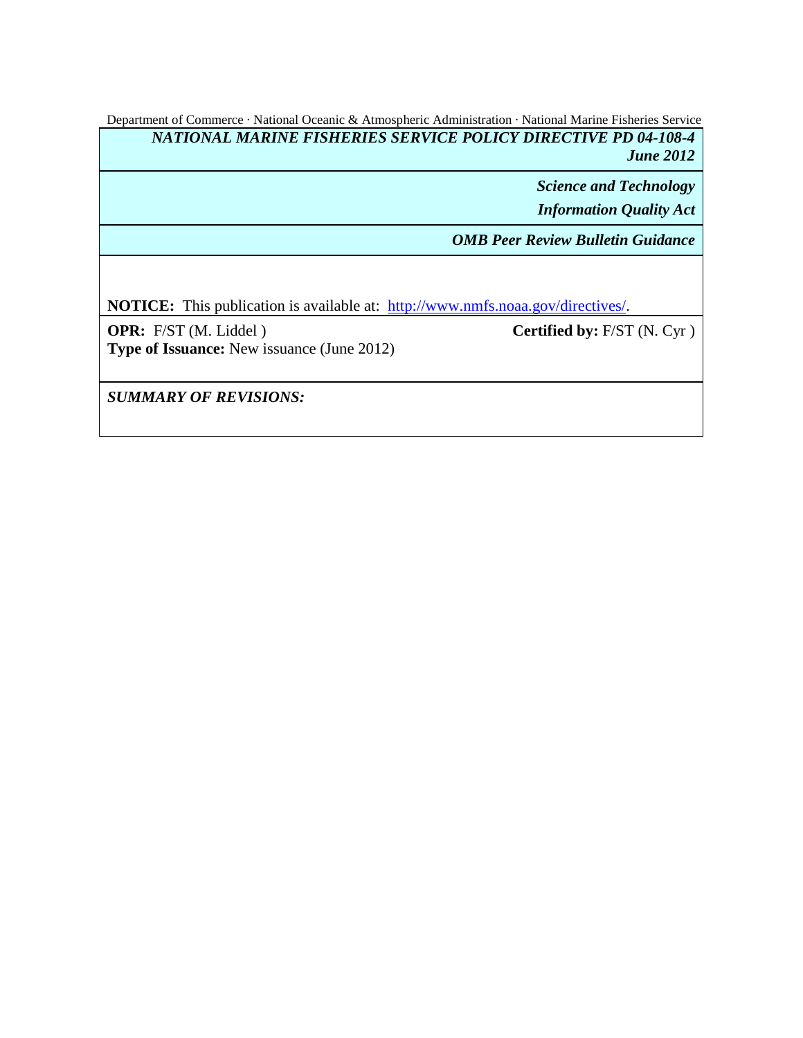Department of Commerce · National Oceanic & Atmospheric Administration · National Marine Fisheries Service

***NATIONAL MARINE FISHERIES SERVICE POLICY DIRECTIVE PD 04-108-4***
***June 2012***

***Science and Technology***
***Information Quality Act***

***OMB Peer Review Bulletin Guidance***

**NOTICE:** This publication is available at: [http://www.nmfs.noaa.gov/directives/](http://www.nmfs.noaa.gov/directives/).

**OPR:** F/ST (M. Liddel ) **Certified by:** F/ST (N. Cyr )
**Type of Issuance:** New issuance (June 2012)

***SUMMARY OF REVISIONS:***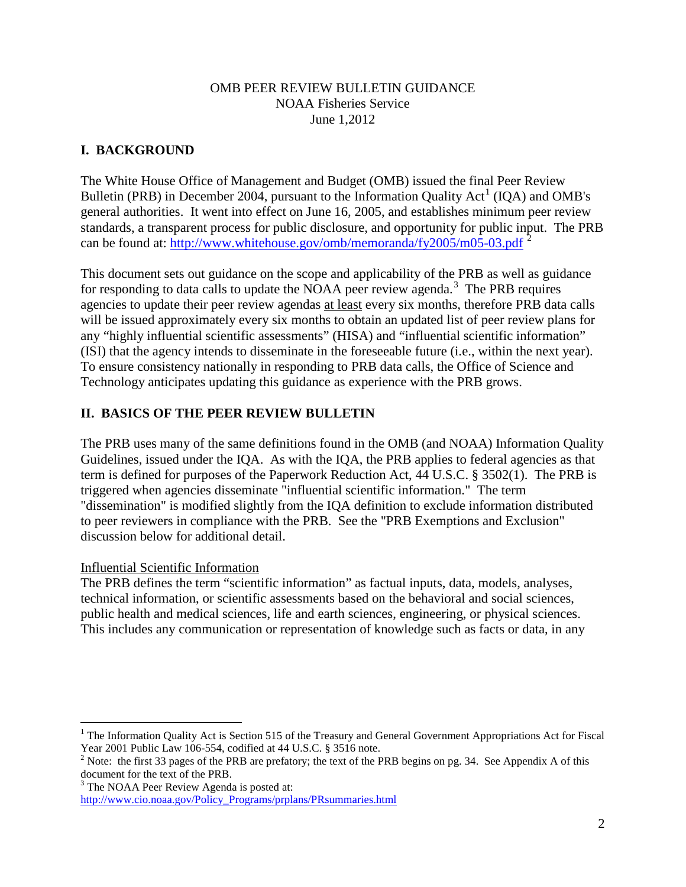OMB PEER REVIEW BULLETIN GUIDANCE
NOAA Fisheries Service
June 1,2012

## I. BACKGROUND

The White House Office of Management and Budget (OMB) issued the final Peer Review Bulletin (PRB) in December 2004, pursuant to the Information Quality Act[1] (IQA) and OMB's general authorities. It went into effect on June 16, 2005, and establishes minimum peer review standards, a transparent process for public disclosure, and opportunity for public input. The PRB can be found at: [http://www.whitehouse.gov/omb/memoranda/fy2005/m05-03.pdf](http://www.whitehouse.gov/omb/memoranda/fy2005/m05-03.pdf) [2]

This document sets out guidance on the scope and applicability of the PRB as well as guidance for responding to data calls to update the NOAA peer review agenda.[3] The PRB requires agencies to update their peer review agendas <u>at least</u> every six months, therefore PRB data calls will be issued approximately every six months to obtain an updated list of peer review plans for any "highly influential scientific assessments" (HISA) and "influential scientific information" (ISI) that the agency intends to disseminate in the foreseeable future (i.e., within the next year). To ensure consistency nationally in responding to PRB data calls, the Office of Science and Technology anticipates updating this guidance as experience with the PRB grows.

## II. BASICS OF THE PEER REVIEW BULLETIN

The PRB uses many of the same definitions found in the OMB (and NOAA) Information Quality Guidelines, issued under the IQA. As with the IQA, the PRB applies to federal agencies as that term is defined for purposes of the Paperwork Reduction Act, 44 U.S.C. § 3502(1). The PRB is triggered when agencies disseminate "influential scientific information." The term "dissemination" is modified slightly from the IQA definition to exclude information distributed to peer reviewers in compliance with the PRB. See the "PRB Exemptions and Exclusion" discussion below for additional detail.

<u>Influential Scientific Information</u>
The PRB defines the term "scientific information" as factual inputs, data, models, analyses, technical information, or scientific assessments based on the behavioral and social sciences, public health and medical sciences, life and earth sciences, engineering, or physical sciences. This includes any communication or representation of knowledge such as facts or data, in any

---

[1] The Information Quality Act is Section 515 of the Treasury and General Government Appropriations Act for Fiscal Year 2001 Public Law 106-554, codified at 44 U.S.C. § 3516 note.

[2] Note: the first 33 pages of the PRB are prefatory; the text of the PRB begins on pg. 34. See Appendix A of this document for the text of the PRB.

[3] The NOAA Peer Review Agenda is posted at: [http://www.cio.noaa.gov/Policy_Programs/prplans/PRsummaries.html](http://www.cio.noaa.gov/Policy_Programs/prplans/PRsummaries.html)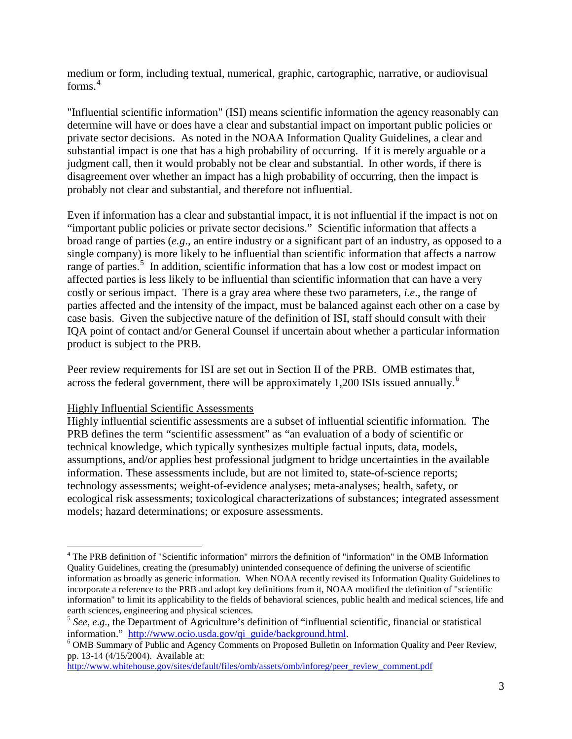medium or form, including textual, numerical, graphic, cartographic, narrative, or audiovisual forms.[4]

"Influential scientific information" (ISI) means scientific information the agency reasonably can determine will have or does have a clear and substantial impact on important public policies or private sector decisions. As noted in the NOAA Information Quality Guidelines, a clear and substantial impact is one that has a high probability of occurring. If it is merely arguable or a judgment call, then it would probably not be clear and substantial. In other words, if there is disagreement over whether an impact has a high probability of occurring, then the impact is probably not clear and substantial, and therefore not influential.

Even if information has a clear and substantial impact, it is not influential if the impact is not on "important public policies or private sector decisions." Scientific information that affects a broad range of parties (*e.g*., an entire industry or a significant part of an industry, as opposed to a single company) is more likely to be influential than scientific information that affects a narrow range of parties.[5] In addition, scientific information that has a low cost or modest impact on affected parties is less likely to be influential than scientific information that can have a very costly or serious impact. There is a gray area where these two parameters, *i.e*., the range of parties affected and the intensity of the impact, must be balanced against each other on a case by case basis. Given the subjective nature of the definition of ISI, staff should consult with their IQA point of contact and/or General Counsel if uncertain about whether a particular information product is subject to the PRB.

Peer review requirements for ISI are set out in Section II of the PRB. OMB estimates that, across the federal government, there will be approximately 1,200 ISIs issued annually.[6]

<u>Highly Influential Scientific Assessments</u>

Highly influential scientific assessments are a subset of influential scientific information. The PRB defines the term "scientific assessment" as "an evaluation of a body of scientific or technical knowledge, which typically synthesizes multiple factual inputs, data, models, assumptions, and/or applies best professional judgment to bridge uncertainties in the available information. These assessments include, but are not limited to, state-of-science reports; technology assessments; weight-of-evidence analyses; meta-analyses; health, safety, or ecological risk assessments; toxicological characterizations of substances; integrated assessment models; hazard determinations; or exposure assessments.

---

[4] The PRB definition of "Scientific information" mirrors the definition of "information" in the OMB Information Quality Guidelines, creating the (presumably) unintended consequence of defining the universe of scientific information as broadly as generic information. When NOAA recently revised its Information Quality Guidelines to incorporate a reference to the PRB and adopt key definitions from it, NOAA modified the definition of "scientific information" to limit its applicability to the fields of behavioral sciences, public health and medical sciences, life and earth sciences, engineering and physical sciences.

[5] *See*, *e.g*., the Department of Agriculture's definition of "influential scientific, financial or statistical information." http://www.ocio.usda.gov/qi_guide/background.html.

[6] OMB Summary of Public and Agency Comments on Proposed Bulletin on Information Quality and Peer Review, pp. 13-14 (4/15/2004). Available at: http://www.whitehouse.gov/sites/default/files/omb/assets/omb/inforeg/peer_review_comment.pdf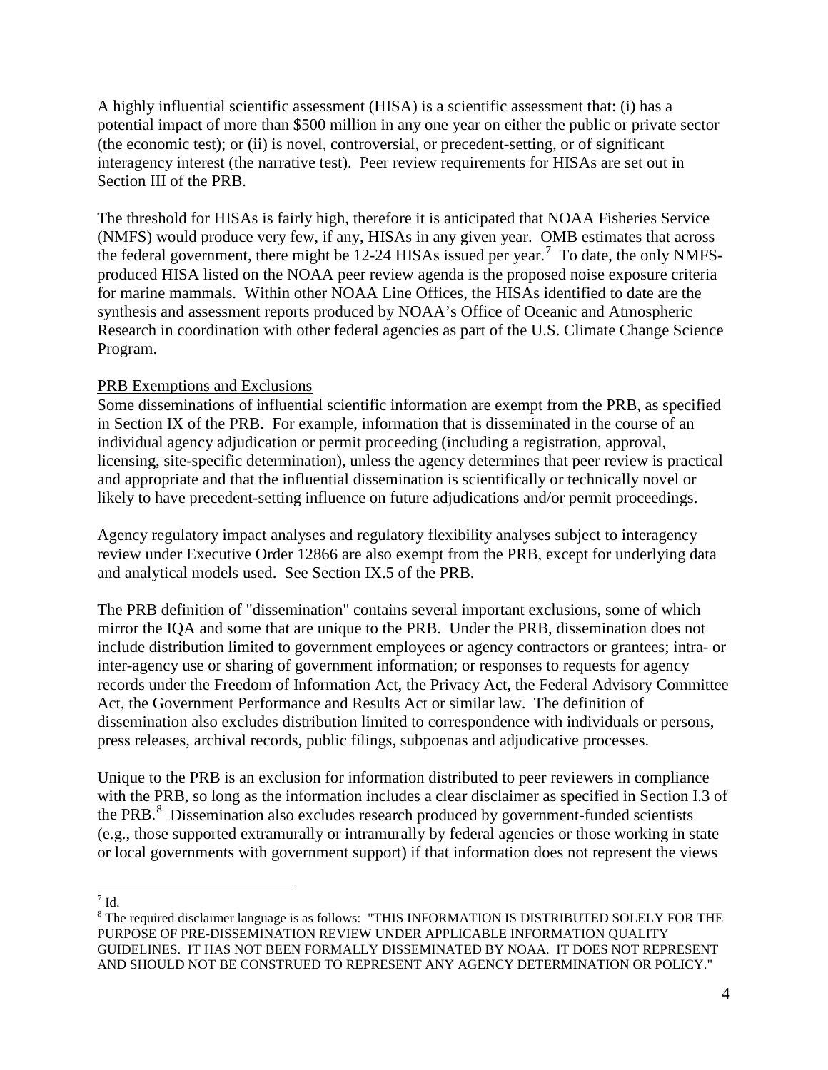A highly influential scientific assessment (HISA) is a scientific assessment that: (i) has a potential impact of more than $500 million in any one year on either the public or private sector (the economic test); or (ii) is novel, controversial, or precedent-setting, or of significant interagency interest (the narrative test). Peer review requirements for HISAs are set out in Section III of the PRB.

The threshold for HISAs is fairly high, therefore it is anticipated that NOAA Fisheries Service (NMFS) would produce very few, if any, HISAs in any given year. OMB estimates that across the federal government, there might be 12-24 HISAs issued per year.[7] To date, the only NMFS-produced HISA listed on the NOAA peer review agenda is the proposed noise exposure criteria for marine mammals. Within other NOAA Line Offices, the HISAs identified to date are the synthesis and assessment reports produced by NOAA's Office of Oceanic and Atmospheric Research in coordination with other federal agencies as part of the U.S. Climate Change Science Program.

<u>PRB Exemptions and Exclusions</u>

Some disseminations of influential scientific information are exempt from the PRB, as specified in Section IX of the PRB. For example, information that is disseminated in the course of an individual agency adjudication or permit proceeding (including a registration, approval, licensing, site-specific determination), unless the agency determines that peer review is practical and appropriate and that the influential dissemination is scientifically or technically novel or likely to have precedent-setting influence on future adjudications and/or permit proceedings.

Agency regulatory impact analyses and regulatory flexibility analyses subject to interagency review under Executive Order 12866 are also exempt from the PRB, except for underlying data and analytical models used. See Section IX.5 of the PRB.

The PRB definition of "dissemination" contains several important exclusions, some of which mirror the IQA and some that are unique to the PRB. Under the PRB, dissemination does not include distribution limited to government employees or agency contractors or grantees; intra- or inter-agency use or sharing of government information; or responses to requests for agency records under the Freedom of Information Act, the Privacy Act, the Federal Advisory Committee Act, the Government Performance and Results Act or similar law. The definition of dissemination also excludes distribution limited to correspondence with individuals or persons, press releases, archival records, public filings, subpoenas and adjudicative processes.

Unique to the PRB is an exclusion for information distributed to peer reviewers in compliance with the PRB, so long as the information includes a clear disclaimer as specified in Section I.3 of the PRB.[8] Dissemination also excludes research produced by government-funded scientists (e.g., those supported extramurally or intramurally by federal agencies or those working in state or local governments with government support) if that information does not represent the views

---

[7] Id.

[8] The required disclaimer language is as follows: "THIS INFORMATION IS DISTRIBUTED SOLELY FOR THE PURPOSE OF PRE-DISSEMINATION REVIEW UNDER APPLICABLE INFORMATION QUALITY GUIDELINES. IT HAS NOT BEEN FORMALLY DISSEMINATED BY NOAA. IT DOES NOT REPRESENT AND SHOULD NOT BE CONSTRUED TO REPRESENT ANY AGENCY DETERMINATION OR POLICY."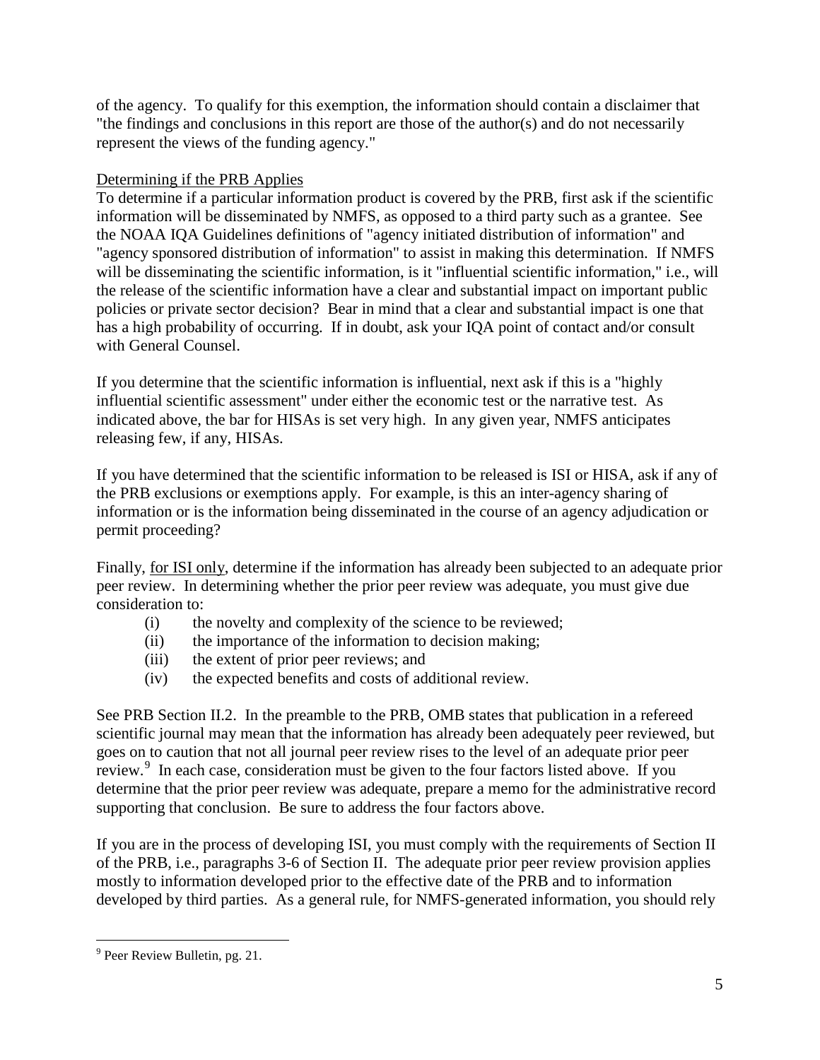of the agency. To qualify for this exemption, the information should contain a disclaimer that "the findings and conclusions in this report are those of the author(s) and do not necessarily represent the views of the funding agency."

Determining if the PRB Applies

To determine if a particular information product is covered by the PRB, first ask if the scientific information will be disseminated by NMFS, as opposed to a third party such as a grantee. See the NOAA IQA Guidelines definitions of "agency initiated distribution of information" and "agency sponsored distribution of information" to assist in making this determination. If NMFS will be disseminating the scientific information, is it "influential scientific information," i.e., will the release of the scientific information have a clear and substantial impact on important public policies or private sector decision? Bear in mind that a clear and substantial impact is one that has a high probability of occurring. If in doubt, ask your IQA point of contact and/or consult with General Counsel.

If you determine that the scientific information is influential, next ask if this is a "highly influential scientific assessment" under either the economic test or the narrative test. As indicated above, the bar for HISAs is set very high. In any given year, NMFS anticipates releasing few, if any, HISAs.

If you have determined that the scientific information to be released is ISI or HISA, ask if any of the PRB exclusions or exemptions apply. For example, is this an inter-agency sharing of information or is the information being disseminated in the course of an agency adjudication or permit proceeding?

Finally, for ISI only, determine if the information has already been subjected to an adequate prior peer review. In determining whether the prior peer review was adequate, you must give due consideration to:

(i) the novelty and complexity of the science to be reviewed;
(ii) the importance of the information to decision making;
(iii) the extent of prior peer reviews; and
(iv) the expected benefits and costs of additional review.

See PRB Section II.2. In the preamble to the PRB, OMB states that publication in a refereed scientific journal may mean that the information has already been adequately peer reviewed, but goes on to caution that not all journal peer review rises to the level of an adequate prior peer review.[9] In each case, consideration must be given to the four factors listed above. If you determine that the prior peer review was adequate, prepare a memo for the administrative record supporting that conclusion. Be sure to address the four factors above.

If you are in the process of developing ISI, you must comply with the requirements of Section II of the PRB, i.e., paragraphs 3-6 of Section II. The adequate prior peer review provision applies mostly to information developed prior to the effective date of the PRB and to information developed by third parties. As a general rule, for NMFS-generated information, you should rely

[9] Peer Review Bulletin, pg. 21.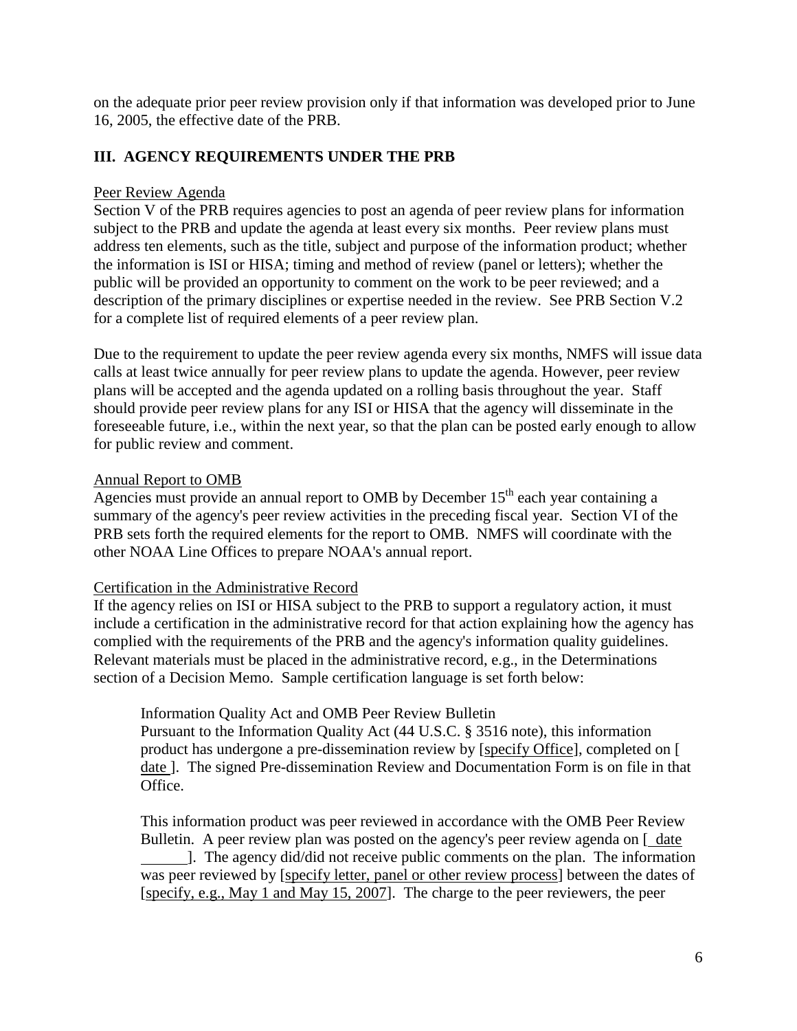on the adequate prior peer review provision only if that information was developed prior to June 16, 2005, the effective date of the PRB.

## III. AGENCY REQUIREMENTS UNDER THE PRB

Peer Review Agenda

Section V of the PRB requires agencies to post an agenda of peer review plans for information subject to the PRB and update the agenda at least every six months. Peer review plans must address ten elements, such as the title, subject and purpose of the information product; whether the information is ISI or HISA; timing and method of review (panel or letters); whether the public will be provided an opportunity to comment on the work to be peer reviewed; and a description of the primary disciplines or expertise needed in the review. See PRB Section V.2 for a complete list of required elements of a peer review plan.

Due to the requirement to update the peer review agenda every six months, NMFS will issue data calls at least twice annually for peer review plans to update the agenda. However, peer review plans will be accepted and the agenda updated on a rolling basis throughout the year. Staff should provide peer review plans for any ISI or HISA that the agency will disseminate in the foreseeable future, i.e., within the next year, so that the plan can be posted early enough to allow for public review and comment.

Annual Report to OMB

Agencies must provide an annual report to OMB by December 15$^{th}$ each year containing a summary of the agency's peer review activities in the preceding fiscal year. Section VI of the PRB sets forth the required elements for the report to OMB. NMFS will coordinate with the other NOAA Line Offices to prepare NOAA's annual report.

Certification in the Administrative Record

If the agency relies on ISI or HISA subject to the PRB to support a regulatory action, it must include a certification in the administrative record for that action explaining how the agency has complied with the requirements of the PRB and the agency's information quality guidelines. Relevant materials must be placed in the administrative record, e.g., in the Determinations section of a Decision Memo. Sample certification language is set forth below:

> Information Quality Act and OMB Peer Review Bulletin
> Pursuant to the Information Quality Act (44 U.S.C. § 3516 note), this information product has undergone a pre-dissemination review by [specify Office], completed on [ date ]. The signed Pre-dissemination Review and Documentation Form is on file in that Office.
>
> This information product was peer reviewed in accordance with the OMB Peer Review Bulletin. A peer review plan was posted on the agency's peer review agenda on [ date ______]. The agency did/did not receive public comments on the plan. The information was peer reviewed by [specify letter, panel or other review process] between the dates of [specify, e.g., May 1 and May 15, 2007]. The charge to the peer reviewers, the peer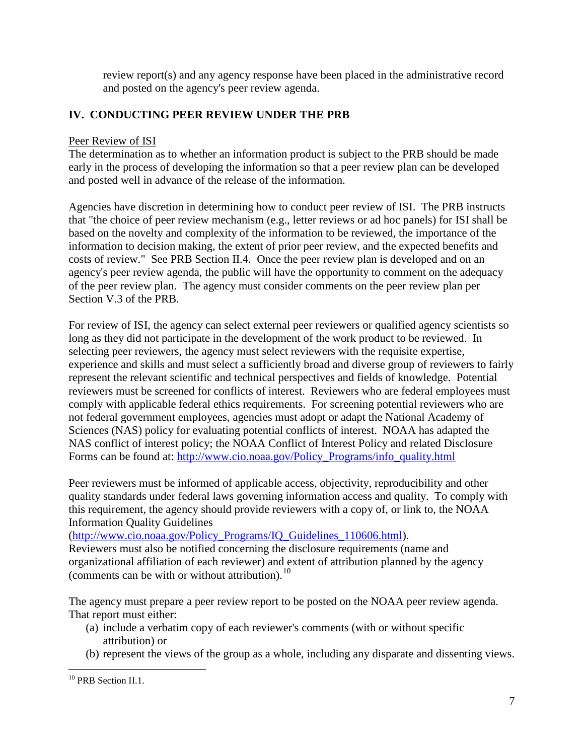review report(s) and any agency response have been placed in the administrative record and posted on the agency's peer review agenda.

## IV. CONDUCTING PEER REVIEW UNDER THE PRB

Peer Review of ISI

The determination as to whether an information product is subject to the PRB should be made early in the process of developing the information so that a peer review plan can be developed and posted well in advance of the release of the information.

Agencies have discretion in determining how to conduct peer review of ISI. The PRB instructs that "the choice of peer review mechanism (e.g., letter reviews or ad hoc panels) for ISI shall be based on the novelty and complexity of the information to be reviewed, the importance of the information to decision making, the extent of prior peer review, and the expected benefits and costs of review." See PRB Section II.4. Once the peer review plan is developed and on an agency's peer review agenda, the public will have the opportunity to comment on the adequacy of the peer review plan. The agency must consider comments on the peer review plan per Section V.3 of the PRB.

For review of ISI, the agency can select external peer reviewers or qualified agency scientists so long as they did not participate in the development of the work product to be reviewed. In selecting peer reviewers, the agency must select reviewers with the requisite expertise, experience and skills and must select a sufficiently broad and diverse group of reviewers to fairly represent the relevant scientific and technical perspectives and fields of knowledge. Potential reviewers must be screened for conflicts of interest. Reviewers who are federal employees must comply with applicable federal ethics requirements. For screening potential reviewers who are not federal government employees, agencies must adopt or adapt the National Academy of Sciences (NAS) policy for evaluating potential conflicts of interest. NOAA has adapted the NAS conflict of interest policy; the NOAA Conflict of Interest Policy and related Disclosure Forms can be found at: http://www.cio.noaa.gov/Policy_Programs/info_quality.html

Peer reviewers must be informed of applicable access, objectivity, reproducibility and other quality standards under federal laws governing information access and quality. To comply with this requirement, the agency should provide reviewers with a copy of, or link to, the NOAA Information Quality Guidelines (http://www.cio.noaa.gov/Policy_Programs/IQ_Guidelines_110606.html). Reviewers must also be notified concerning the disclosure requirements (name and organizational affiliation of each reviewer) and extent of attribution planned by the agency (comments can be with or without attribution).[10]

The agency must prepare a peer review report to be posted on the NOAA peer review agenda. That report must either:

(a) include a verbatim copy of each reviewer's comments (with or without specific attribution) or

(b) represent the views of the group as a whole, including any disparate and dissenting views.

---

[10] PRB Section II.1.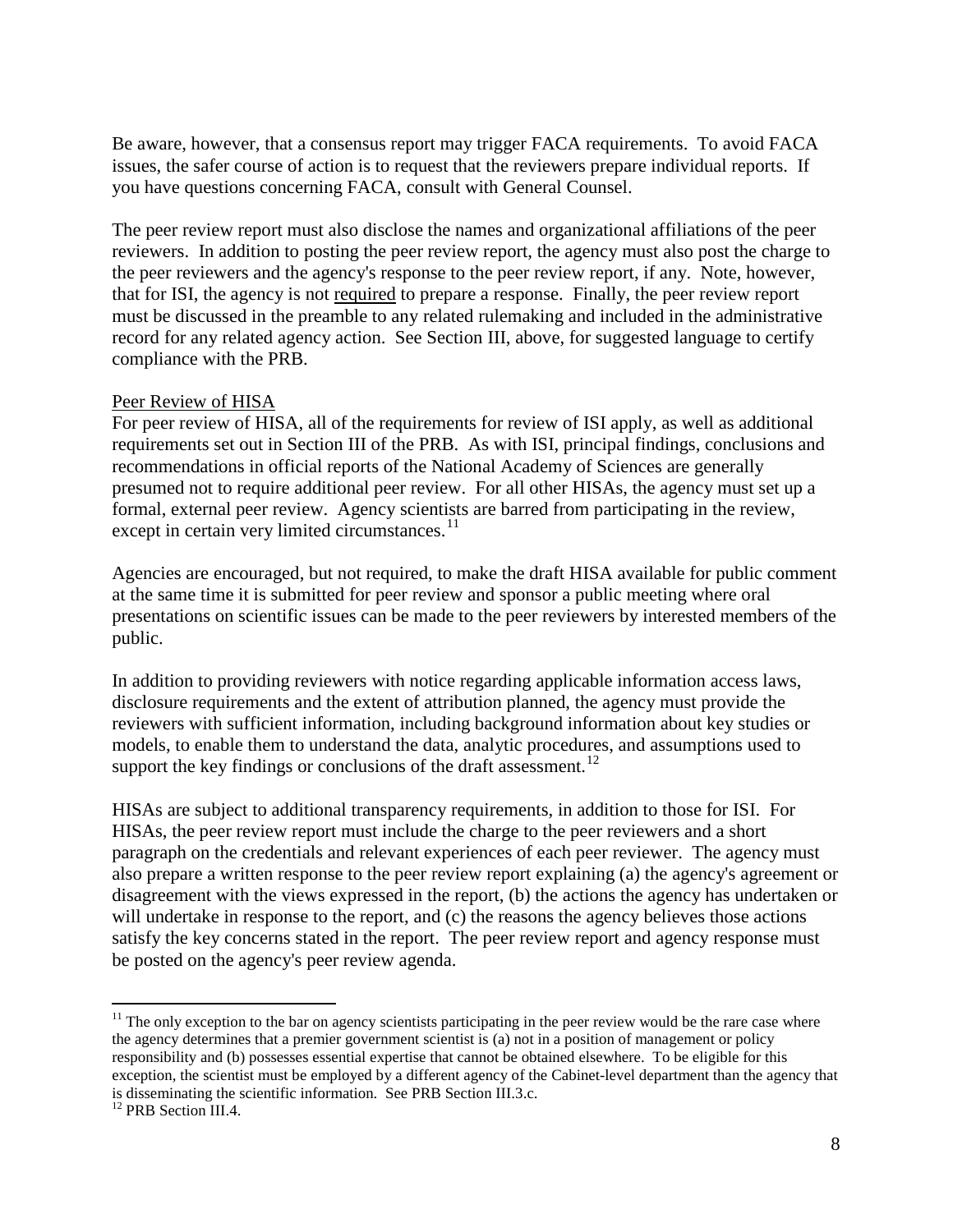Be aware, however, that a consensus report may trigger FACA requirements. To avoid FACA issues, the safer course of action is to request that the reviewers prepare individual reports. If you have questions concerning FACA, consult with General Counsel.

The peer review report must also disclose the names and organizational affiliations of the peer reviewers. In addition to posting the peer review report, the agency must also post the charge to the peer reviewers and the agency's response to the peer review report, if any. Note, however, that for ISI, the agency is not required to prepare a response. Finally, the peer review report must be discussed in the preamble to any related rulemaking and included in the administrative record for any related agency action. See Section III, above, for suggested language to certify compliance with the PRB.

Peer Review of HISA

For peer review of HISA, all of the requirements for review of ISI apply, as well as additional requirements set out in Section III of the PRB. As with ISI, principal findings, conclusions and recommendations in official reports of the National Academy of Sciences are generally presumed not to require additional peer review. For all other HISAs, the agency must set up a formal, external peer review. Agency scientists are barred from participating in the review, except in certain very limited circumstances.[11]

Agencies are encouraged, but not required, to make the draft HISA available for public comment at the same time it is submitted for peer review and sponsor a public meeting where oral presentations on scientific issues can be made to the peer reviewers by interested members of the public.

In addition to providing reviewers with notice regarding applicable information access laws, disclosure requirements and the extent of attribution planned, the agency must provide the reviewers with sufficient information, including background information about key studies or models, to enable them to understand the data, analytic procedures, and assumptions used to support the key findings or conclusions of the draft assessment.[12]

HISAs are subject to additional transparency requirements, in addition to those for ISI. For HISAs, the peer review report must include the charge to the peer reviewers and a short paragraph on the credentials and relevant experiences of each peer reviewer. The agency must also prepare a written response to the peer review report explaining (a) the agency's agreement or disagreement with the views expressed in the report, (b) the actions the agency has undertaken or will undertake in response to the report, and (c) the reasons the agency believes those actions satisfy the key concerns stated in the report. The peer review report and agency response must be posted on the agency's peer review agenda.

---

[11] The only exception to the bar on agency scientists participating in the peer review would be the rare case where the agency determines that a premier government scientist is (a) not in a position of management or policy responsibility and (b) possesses essential expertise that cannot be obtained elsewhere. To be eligible for this exception, the scientist must be employed by a different agency of the Cabinet-level department than the agency that is disseminating the scientific information. See PRB Section III.3.c.

[12] PRB Section III.4.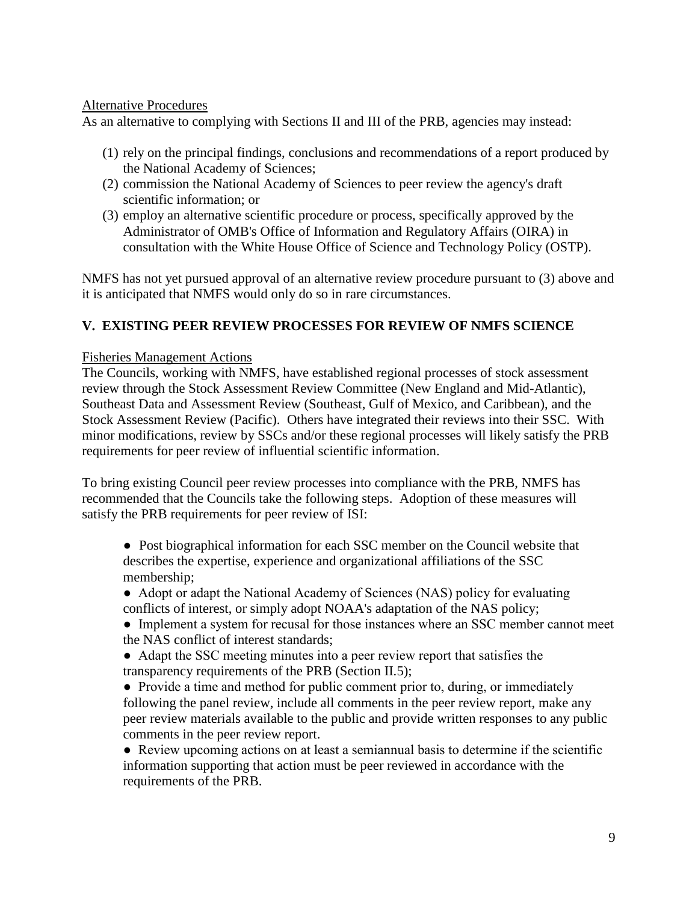Alternative Procedures

As an alternative to complying with Sections II and III of the PRB, agencies may instead:

(1) rely on the principal findings, conclusions and recommendations of a report produced by the National Academy of Sciences;
(2) commission the National Academy of Sciences to peer review the agency's draft scientific information; or
(3) employ an alternative scientific procedure or process, specifically approved by the Administrator of OMB's Office of Information and Regulatory Affairs (OIRA) in consultation with the White House Office of Science and Technology Policy (OSTP).

NMFS has not yet pursued approval of an alternative review procedure pursuant to (3) above and it is anticipated that NMFS would only do so in rare circumstances.

## V. EXISTING PEER REVIEW PROCESSES FOR REVIEW OF NMFS SCIENCE

Fisheries Management Actions

The Councils, working with NMFS, have established regional processes of stock assessment review through the Stock Assessment Review Committee (New England and Mid-Atlantic), Southeast Data and Assessment Review (Southeast, Gulf of Mexico, and Caribbean), and the Stock Assessment Review (Pacific). Others have integrated their reviews into their SSC. With minor modifications, review by SSCs and/or these regional processes will likely satisfy the PRB requirements for peer review of influential scientific information.

To bring existing Council peer review processes into compliance with the PRB, NMFS has recommended that the Councils take the following steps. Adoption of these measures will satisfy the PRB requirements for peer review of ISI:

- Post biographical information for each SSC member on the Council website that describes the expertise, experience and organizational affiliations of the SSC membership;
- Adopt or adapt the National Academy of Sciences (NAS) policy for evaluating conflicts of interest, or simply adopt NOAA's adaptation of the NAS policy;
- Implement a system for recusal for those instances where an SSC member cannot meet the NAS conflict of interest standards;
- Adapt the SSC meeting minutes into a peer review report that satisfies the transparency requirements of the PRB (Section II.5);
- Provide a time and method for public comment prior to, during, or immediately following the panel review, include all comments in the peer review report, make any peer review materials available to the public and provide written responses to any public comments in the peer review report.
- Review upcoming actions on at least a semiannual basis to determine if the scientific information supporting that action must be peer reviewed in accordance with the requirements of the PRB.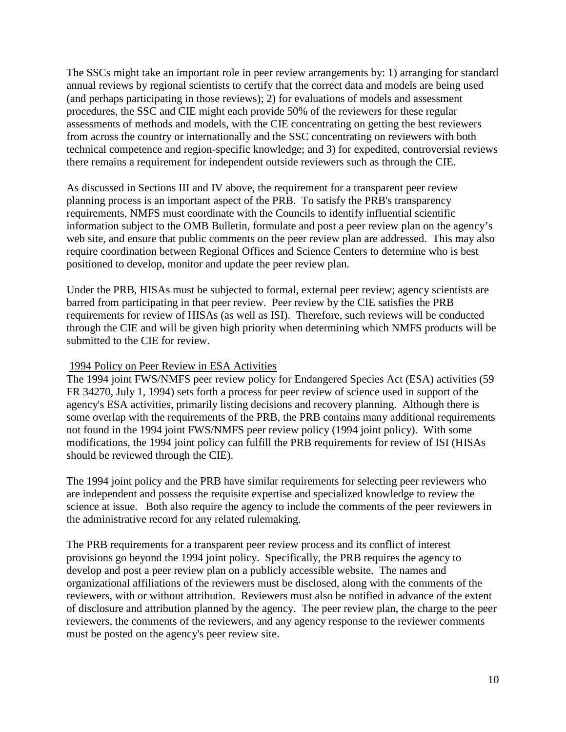The SSCs might take an important role in peer review arrangements by: 1) arranging for standard annual reviews by regional scientists to certify that the correct data and models are being used (and perhaps participating in those reviews); 2) for evaluations of models and assessment procedures, the SSC and CIE might each provide 50% of the reviewers for these regular assessments of methods and models, with the CIE concentrating on getting the best reviewers from across the country or internationally and the SSC concentrating on reviewers with both technical competence and region-specific knowledge; and 3) for expedited, controversial reviews there remains a requirement for independent outside reviewers such as through the CIE.

As discussed in Sections III and IV above, the requirement for a transparent peer review planning process is an important aspect of the PRB. To satisfy the PRB's transparency requirements, NMFS must coordinate with the Councils to identify influential scientific information subject to the OMB Bulletin, formulate and post a peer review plan on the agency's web site, and ensure that public comments on the peer review plan are addressed. This may also require coordination between Regional Offices and Science Centers to determine who is best positioned to develop, monitor and update the peer review plan.

Under the PRB, HISAs must be subjected to formal, external peer review; agency scientists are barred from participating in that peer review. Peer review by the CIE satisfies the PRB requirements for review of HISAs (as well as ISI). Therefore, such reviews will be conducted through the CIE and will be given high priority when determining which NMFS products will be submitted to the CIE for review.

1994 Policy on Peer Review in ESA Activities

The 1994 joint FWS/NMFS peer review policy for Endangered Species Act (ESA) activities (59 FR 34270, July 1, 1994) sets forth a process for peer review of science used in support of the agency's ESA activities, primarily listing decisions and recovery planning. Although there is some overlap with the requirements of the PRB, the PRB contains many additional requirements not found in the 1994 joint FWS/NMFS peer review policy (1994 joint policy). With some modifications, the 1994 joint policy can fulfill the PRB requirements for review of ISI (HISAs should be reviewed through the CIE).

The 1994 joint policy and the PRB have similar requirements for selecting peer reviewers who are independent and possess the requisite expertise and specialized knowledge to review the science at issue. Both also require the agency to include the comments of the peer reviewers in the administrative record for any related rulemaking.

The PRB requirements for a transparent peer review process and its conflict of interest provisions go beyond the 1994 joint policy. Specifically, the PRB requires the agency to develop and post a peer review plan on a publicly accessible website. The names and organizational affiliations of the reviewers must be disclosed, along with the comments of the reviewers, with or without attribution. Reviewers must also be notified in advance of the extent of disclosure and attribution planned by the agency. The peer review plan, the charge to the peer reviewers, the comments of the reviewers, and any agency response to the reviewer comments must be posted on the agency's peer review site.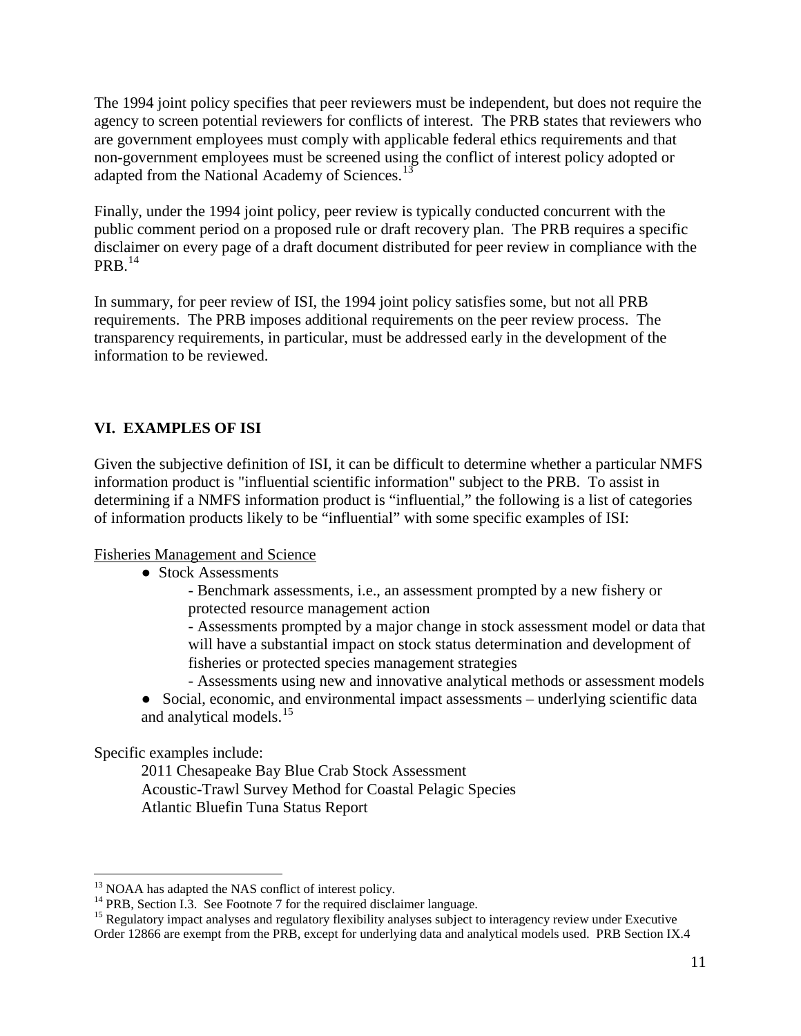The 1994 joint policy specifies that peer reviewers must be independent, but does not require the agency to screen potential reviewers for conflicts of interest. The PRB states that reviewers who are government employees must comply with applicable federal ethics requirements and that non-government employees must be screened using the conflict of interest policy adopted or adapted from the National Academy of Sciences.[13]

Finally, under the 1994 joint policy, peer review is typically conducted concurrent with the public comment period on a proposed rule or draft recovery plan. The PRB requires a specific disclaimer on every page of a draft document distributed for peer review in compliance with the PRB.[14]

In summary, for peer review of ISI, the 1994 joint policy satisfies some, but not all PRB requirements. The PRB imposes additional requirements on the peer review process. The transparency requirements, in particular, must be addressed early in the development of the information to be reviewed.

## VI. EXAMPLES OF ISI

Given the subjective definition of ISI, it can be difficult to determine whether a particular NMFS information product is "influential scientific information" subject to the PRB. To assist in determining if a NMFS information product is "influential," the following is a list of categories of information products likely to be "influential" with some specific examples of ISI:

Fisheries Management and Science

- Stock Assessments
  - Benchmark assessments, i.e., an assessment prompted by a new fishery or protected resource management action
  - Assessments prompted by a major change in stock assessment model or data that will have a substantial impact on stock status determination and development of fisheries or protected species management strategies
  - Assessments using new and innovative analytical methods or assessment models
- Social, economic, and environmental impact assessments – underlying scientific data and analytical models.[15]

Specific examples include:

2011 Chesapeake Bay Blue Crab Stock Assessment
Acoustic-Trawl Survey Method for Coastal Pelagic Species
Atlantic Bluefin Tuna Status Report

---

[13] NOAA has adapted the NAS conflict of interest policy.

[14] PRB, Section I.3. See Footnote 7 for the required disclaimer language.

[15] Regulatory impact analyses and regulatory flexibility analyses subject to interagency review under Executive Order 12866 are exempt from the PRB, except for underlying data and analytical models used. PRB Section IX.4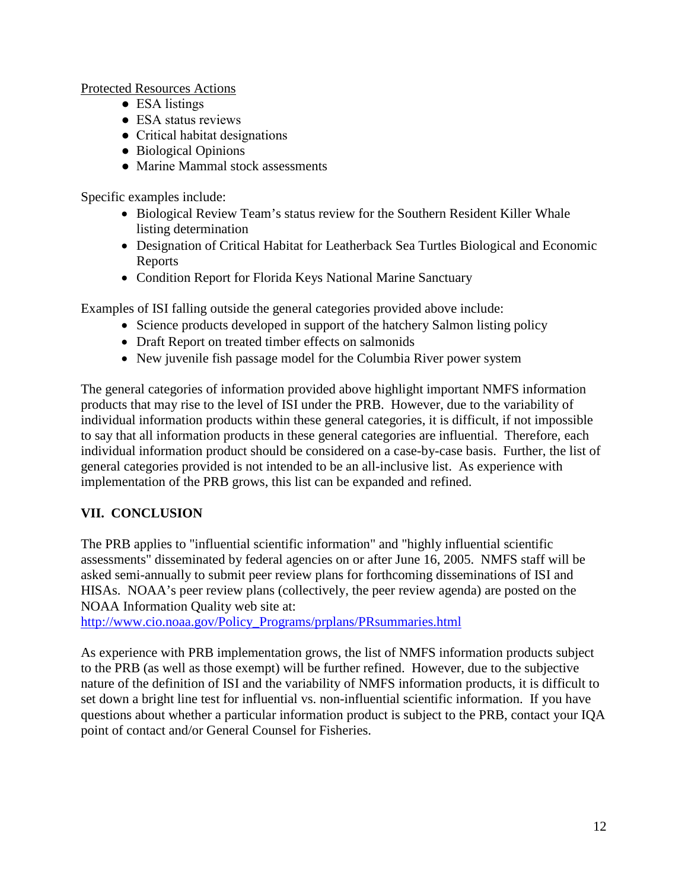<u>Protected Resources Actions</u>

- ESA listings
- ESA status reviews
- Critical habitat designations
- Biological Opinions
- Marine Mammal stock assessments

Specific examples include:

- Biological Review Team's status review for the Southern Resident Killer Whale listing determination
- Designation of Critical Habitat for Leatherback Sea Turtles Biological and Economic Reports
- Condition Report for Florida Keys National Marine Sanctuary

Examples of ISI falling outside the general categories provided above include:

- Science products developed in support of the hatchery Salmon listing policy
- Draft Report on treated timber effects on salmonids
- New juvenile fish passage model for the Columbia River power system

The general categories of information provided above highlight important NMFS information products that may rise to the level of ISI under the PRB. However, due to the variability of individual information products within these general categories, it is difficult, if not impossible to say that all information products in these general categories are influential. Therefore, each individual information product should be considered on a case-by-case basis. Further, the list of general categories provided is not intended to be an all-inclusive list. As experience with implementation of the PRB grows, this list can be expanded and refined.

## VII. CONCLUSION

The PRB applies to "influential scientific information" and "highly influential scientific assessments" disseminated by federal agencies on or after June 16, 2005. NMFS staff will be asked semi-annually to submit peer review plans for forthcoming disseminations of ISI and HISAs. NOAA's peer review plans (collectively, the peer review agenda) are posted on the NOAA Information Quality web site at: [http://www.cio.noaa.gov/Policy_Programs/prplans/PRsummaries.html](http://www.cio.noaa.gov/Policy_Programs/prplans/PRsummaries.html)

As experience with PRB implementation grows, the list of NMFS information products subject to the PRB (as well as those exempt) will be further refined. However, due to the subjective nature of the definition of ISI and the variability of NMFS information products, it is difficult to set down a bright line test for influential vs. non-influential scientific information. If you have questions about whether a particular information product is subject to the PRB, contact your IQA point of contact and/or General Counsel for Fisheries.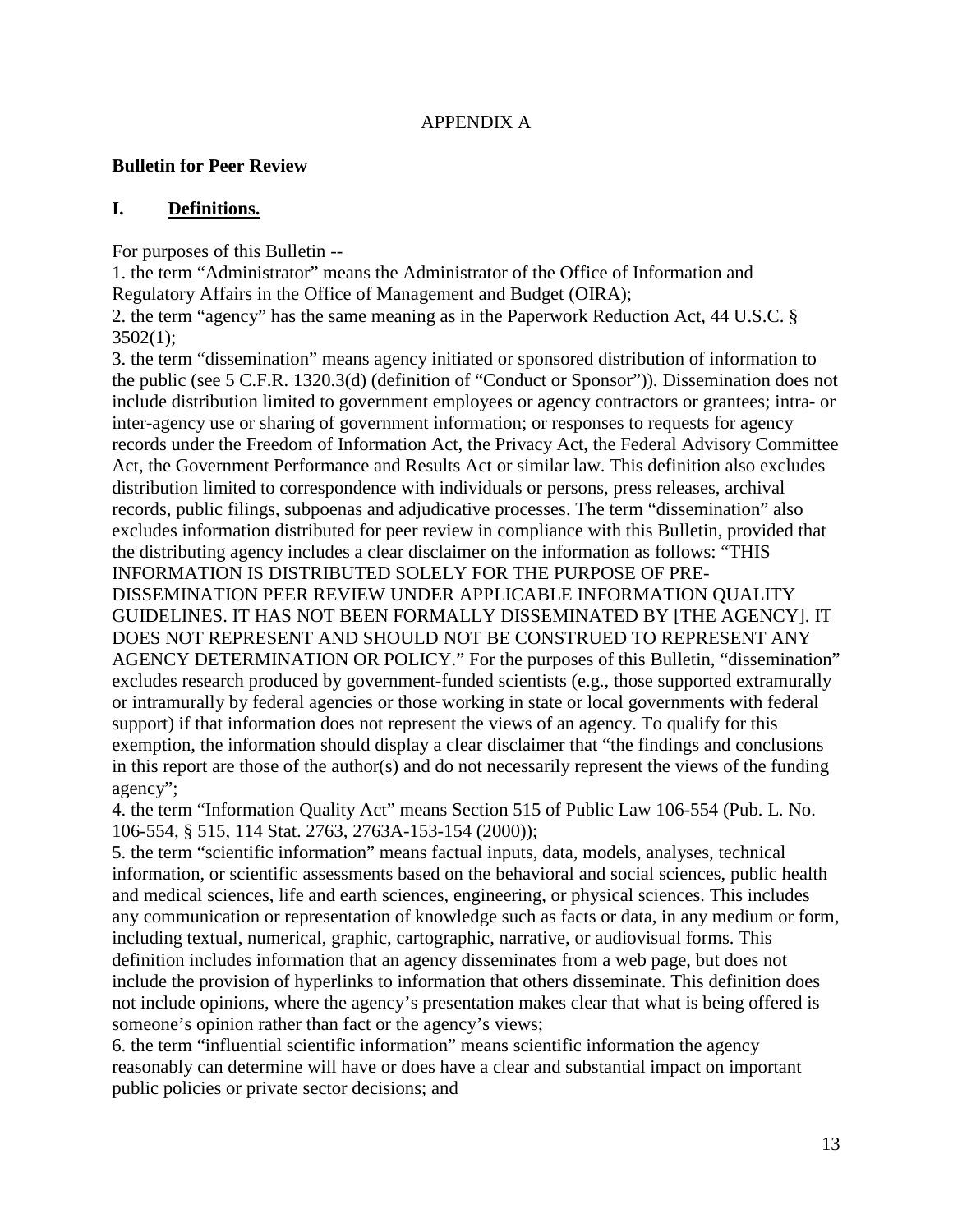<u>APPENDIX A</u>

**Bulletin for Peer Review**

## I. <u>Definitions.</u>

For purposes of this Bulletin --

1. the term "Administrator" means the Administrator of the Office of Information and Regulatory Affairs in the Office of Management and Budget (OIRA);
2. the term "agency" has the same meaning as in the Paperwork Reduction Act, 44 U.S.C. § 3502(1);
3. the term "dissemination" means agency initiated or sponsored distribution of information to the public (see 5 C.F.R. 1320.3(d) (definition of "Conduct or Sponsor")). Dissemination does not include distribution limited to government employees or agency contractors or grantees; intra- or inter-agency use or sharing of government information; or responses to requests for agency records under the Freedom of Information Act, the Privacy Act, the Federal Advisory Committee Act, the Government Performance and Results Act or similar law. This definition also excludes distribution limited to correspondence with individuals or persons, press releases, archival records, public filings, subpoenas and adjudicative processes. The term "dissemination" also excludes information distributed for peer review in compliance with this Bulletin, provided that the distributing agency includes a clear disclaimer on the information as follows: "THIS INFORMATION IS DISTRIBUTED SOLELY FOR THE PURPOSE OF PRE-DISSEMINATION PEER REVIEW UNDER APPLICABLE INFORMATION QUALITY GUIDELINES. IT HAS NOT BEEN FORMALLY DISSEMINATED BY [THE AGENCY]. IT DOES NOT REPRESENT AND SHOULD NOT BE CONSTRUED TO REPRESENT ANY AGENCY DETERMINATION OR POLICY." For the purposes of this Bulletin, "dissemination" excludes research produced by government-funded scientists (e.g., those supported extramurally or intramurally by federal agencies or those working in state or local governments with federal support) if that information does not represent the views of an agency. To qualify for this exemption, the information should display a clear disclaimer that "the findings and conclusions in this report are those of the author(s) and do not necessarily represent the views of the funding agency";
4. the term "Information Quality Act" means Section 515 of Public Law 106-554 (Pub. L. No. 106-554, § 515, 114 Stat. 2763, 2763A-153-154 (2000));
5. the term "scientific information" means factual inputs, data, models, analyses, technical information, or scientific assessments based on the behavioral and social sciences, public health and medical sciences, life and earth sciences, engineering, or physical sciences. This includes any communication or representation of knowledge such as facts or data, in any medium or form, including textual, numerical, graphic, cartographic, narrative, or audiovisual forms. This definition includes information that an agency disseminates from a web page, but does not include the provision of hyperlinks to information that others disseminate. This definition does not include opinions, where the agency's presentation makes clear that what is being offered is someone's opinion rather than fact or the agency's views;
6. the term "influential scientific information" means scientific information the agency reasonably can determine will have or does have a clear and substantial impact on important public policies or private sector decisions; and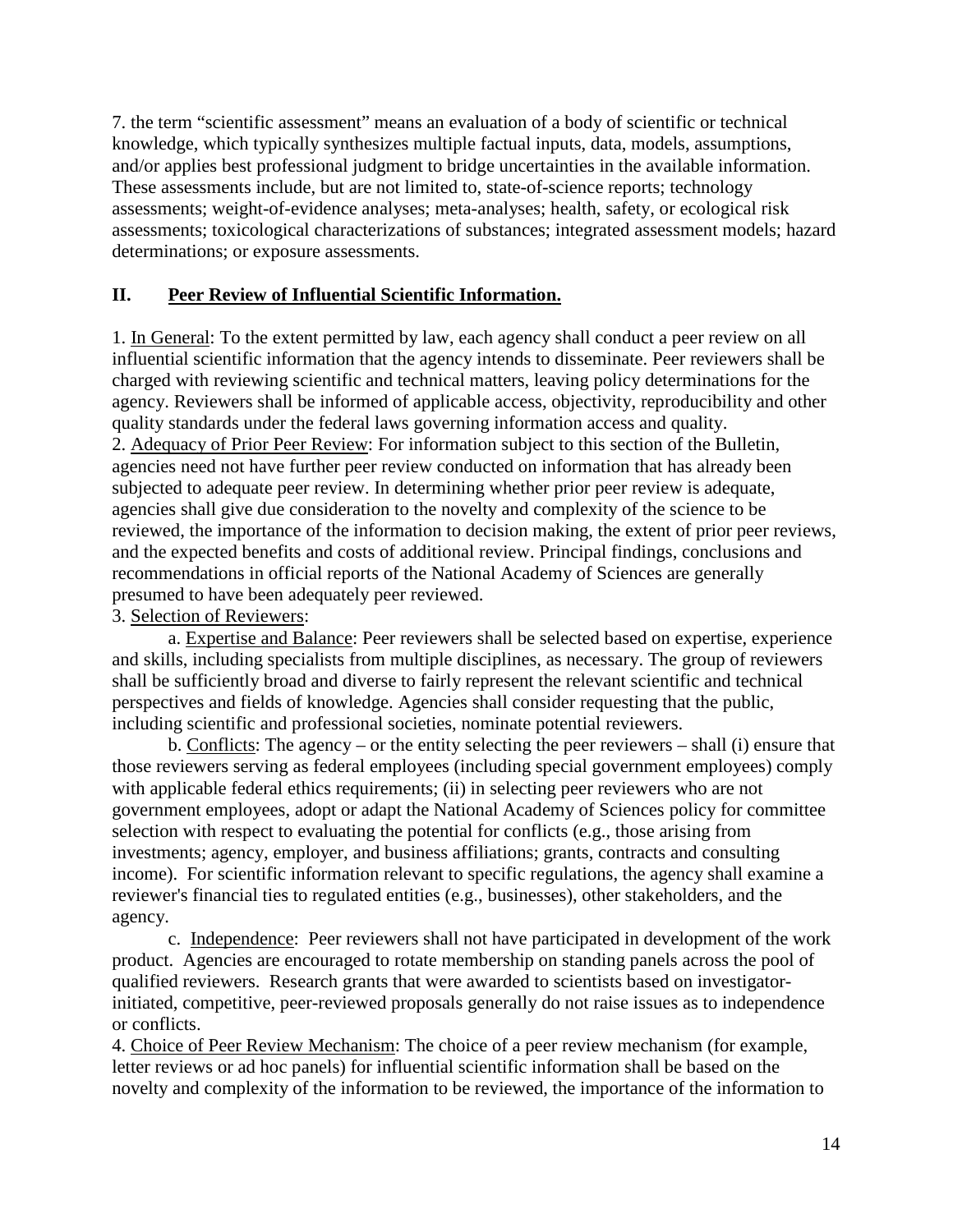7. the term "scientific assessment" means an evaluation of a body of scientific or technical knowledge, which typically synthesizes multiple factual inputs, data, models, assumptions, and/or applies best professional judgment to bridge uncertainties in the available information. These assessments include, but are not limited to, state-of-science reports; technology assessments; weight-of-evidence analyses; meta-analyses; health, safety, or ecological risk assessments; toxicological characterizations of substances; integrated assessment models; hazard determinations; or exposure assessments.

## II. Peer Review of Influential Scientific Information.

1. In General: To the extent permitted by law, each agency shall conduct a peer review on all influential scientific information that the agency intends to disseminate. Peer reviewers shall be charged with reviewing scientific and technical matters, leaving policy determinations for the agency. Reviewers shall be informed of applicable access, objectivity, reproducibility and other quality standards under the federal laws governing information access and quality.

2. Adequacy of Prior Peer Review: For information subject to this section of the Bulletin, agencies need not have further peer review conducted on information that has already been subjected to adequate peer review. In determining whether prior peer review is adequate, agencies shall give due consideration to the novelty and complexity of the science to be reviewed, the importance of the information to decision making, the extent of prior peer reviews, and the expected benefits and costs of additional review. Principal findings, conclusions and recommendations in official reports of the National Academy of Sciences are generally presumed to have been adequately peer reviewed.

3. Selection of Reviewers:

a. Expertise and Balance: Peer reviewers shall be selected based on expertise, experience and skills, including specialists from multiple disciplines, as necessary. The group of reviewers shall be sufficiently broad and diverse to fairly represent the relevant scientific and technical perspectives and fields of knowledge. Agencies shall consider requesting that the public, including scientific and professional societies, nominate potential reviewers.

b. Conflicts: The agency – or the entity selecting the peer reviewers – shall (i) ensure that those reviewers serving as federal employees (including special government employees) comply with applicable federal ethics requirements; (ii) in selecting peer reviewers who are not government employees, adopt or adapt the National Academy of Sciences policy for committee selection with respect to evaluating the potential for conflicts (e.g., those arising from investments; agency, employer, and business affiliations; grants, contracts and consulting income). For scientific information relevant to specific regulations, the agency shall examine a reviewer's financial ties to regulated entities (e.g., businesses), other stakeholders, and the agency.

c. Independence: Peer reviewers shall not have participated in development of the work product. Agencies are encouraged to rotate membership on standing panels across the pool of qualified reviewers. Research grants that were awarded to scientists based on investigator-initiated, competitive, peer-reviewed proposals generally do not raise issues as to independence or conflicts.

4. Choice of Peer Review Mechanism: The choice of a peer review mechanism (for example, letter reviews or ad hoc panels) for influential scientific information shall be based on the novelty and complexity of the information to be reviewed, the importance of the information to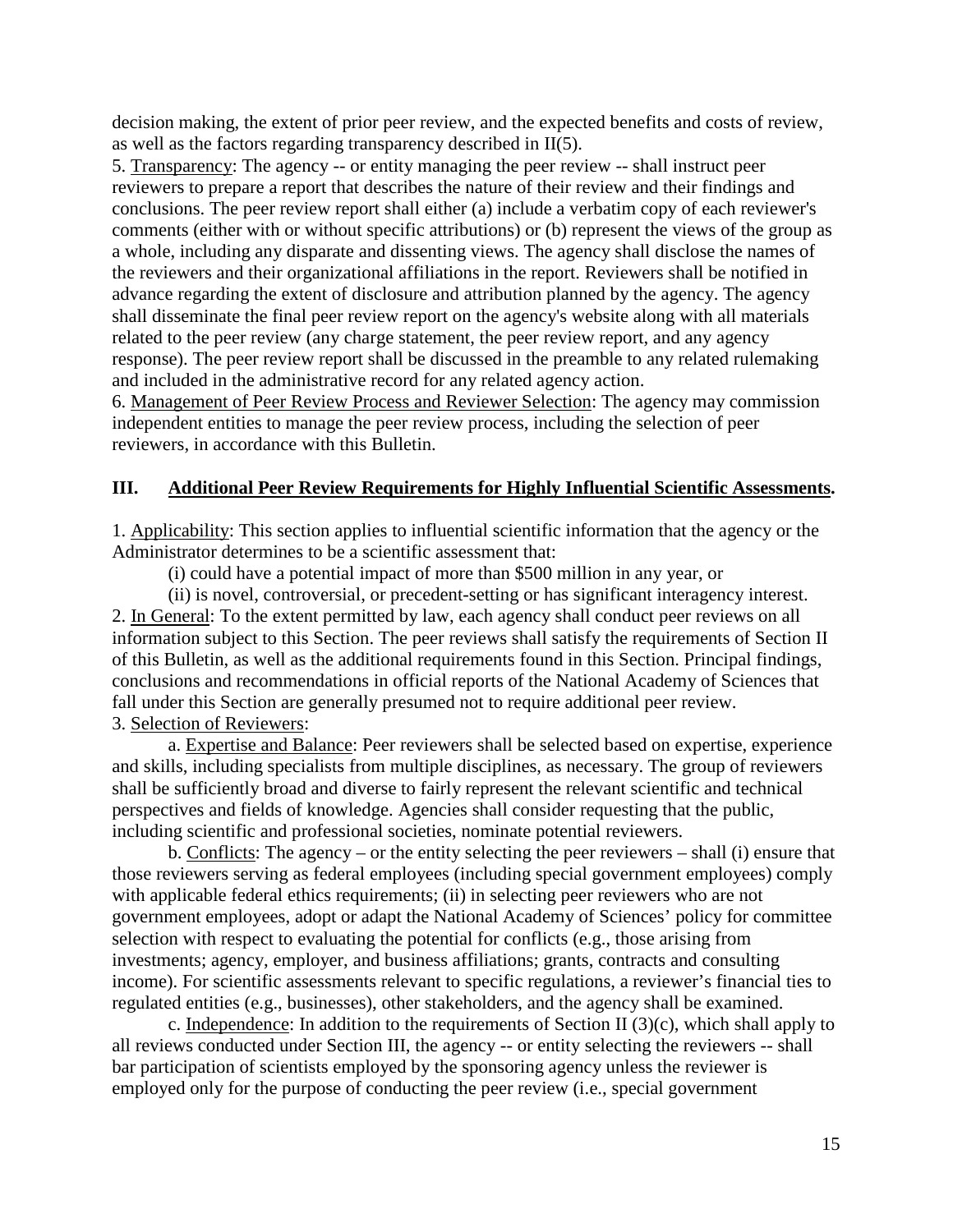decision making, the extent of prior peer review, and the expected benefits and costs of review, as well as the factors regarding transparency described in II(5).

5. Transparency: The agency -- or entity managing the peer review -- shall instruct peer reviewers to prepare a report that describes the nature of their review and their findings and conclusions. The peer review report shall either (a) include a verbatim copy of each reviewer's comments (either with or without specific attributions) or (b) represent the views of the group as a whole, including any disparate and dissenting views. The agency shall disclose the names of the reviewers and their organizational affiliations in the report. Reviewers shall be notified in advance regarding the extent of disclosure and attribution planned by the agency. The agency shall disseminate the final peer review report on the agency's website along with all materials related to the peer review (any charge statement, the peer review report, and any agency response). The peer review report shall be discussed in the preamble to any related rulemaking and included in the administrative record for any related agency action.

6. Management of Peer Review Process and Reviewer Selection: The agency may commission independent entities to manage the peer review process, including the selection of peer reviewers, in accordance with this Bulletin.

## III. Additional Peer Review Requirements for Highly Influential Scientific Assessments.

1. Applicability: This section applies to influential scientific information that the agency or the Administrator determines to be a scientific assessment that:

(i) could have a potential impact of more than $500 million in any year, or

(ii) is novel, controversial, or precedent-setting or has significant interagency interest.

2. In General: To the extent permitted by law, each agency shall conduct peer reviews on all information subject to this Section. The peer reviews shall satisfy the requirements of Section II of this Bulletin, as well as the additional requirements found in this Section. Principal findings, conclusions and recommendations in official reports of the National Academy of Sciences that fall under this Section are generally presumed not to require additional peer review.

3. Selection of Reviewers:

a. Expertise and Balance: Peer reviewers shall be selected based on expertise, experience and skills, including specialists from multiple disciplines, as necessary. The group of reviewers shall be sufficiently broad and diverse to fairly represent the relevant scientific and technical perspectives and fields of knowledge. Agencies shall consider requesting that the public, including scientific and professional societies, nominate potential reviewers.

b. Conflicts: The agency – or the entity selecting the peer reviewers – shall (i) ensure that those reviewers serving as federal employees (including special government employees) comply with applicable federal ethics requirements; (ii) in selecting peer reviewers who are not government employees, adopt or adapt the National Academy of Sciences' policy for committee selection with respect to evaluating the potential for conflicts (e.g., those arising from investments; agency, employer, and business affiliations; grants, contracts and consulting income). For scientific assessments relevant to specific regulations, a reviewer's financial ties to regulated entities (e.g., businesses), other stakeholders, and the agency shall be examined.

c. Independence: In addition to the requirements of Section II (3)(c), which shall apply to all reviews conducted under Section III, the agency -- or entity selecting the reviewers -- shall bar participation of scientists employed by the sponsoring agency unless the reviewer is employed only for the purpose of conducting the peer review (i.e., special government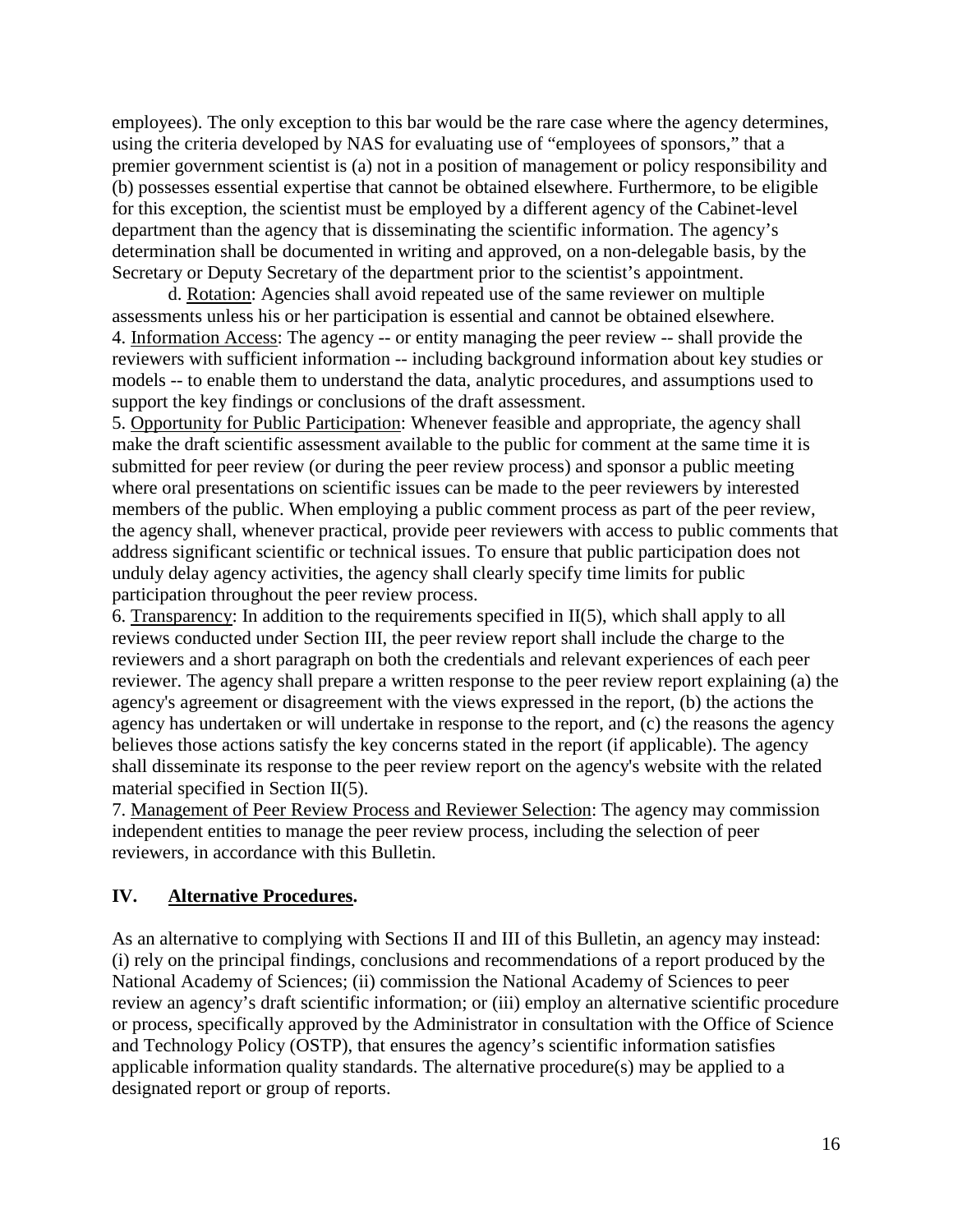employees). The only exception to this bar would be the rare case where the agency determines, using the criteria developed by NAS for evaluating use of "employees of sponsors," that a premier government scientist is (a) not in a position of management or policy responsibility and (b) possesses essential expertise that cannot be obtained elsewhere. Furthermore, to be eligible for this exception, the scientist must be employed by a different agency of the Cabinet-level department than the agency that is disseminating the scientific information. The agency's determination shall be documented in writing and approved, on a non-delegable basis, by the Secretary or Deputy Secretary of the department prior to the scientist's appointment.

d. Rotation: Agencies shall avoid repeated use of the same reviewer on multiple assessments unless his or her participation is essential and cannot be obtained elsewhere.

4. Information Access: The agency -- or entity managing the peer review -- shall provide the reviewers with sufficient information -- including background information about key studies or models -- to enable them to understand the data, analytic procedures, and assumptions used to support the key findings or conclusions of the draft assessment.

5. Opportunity for Public Participation: Whenever feasible and appropriate, the agency shall make the draft scientific assessment available to the public for comment at the same time it is submitted for peer review (or during the peer review process) and sponsor a public meeting where oral presentations on scientific issues can be made to the peer reviewers by interested members of the public. When employing a public comment process as part of the peer review, the agency shall, whenever practical, provide peer reviewers with access to public comments that address significant scientific or technical issues. To ensure that public participation does not unduly delay agency activities, the agency shall clearly specify time limits for public participation throughout the peer review process.

6. Transparency: In addition to the requirements specified in II(5), which shall apply to all reviews conducted under Section III, the peer review report shall include the charge to the reviewers and a short paragraph on both the credentials and relevant experiences of each peer reviewer. The agency shall prepare a written response to the peer review report explaining (a) the agency's agreement or disagreement with the views expressed in the report, (b) the actions the agency has undertaken or will undertake in response to the report, and (c) the reasons the agency believes those actions satisfy the key concerns stated in the report (if applicable). The agency shall disseminate its response to the peer review report on the agency's website with the related material specified in Section II(5).

7. Management of Peer Review Process and Reviewer Selection: The agency may commission independent entities to manage the peer review process, including the selection of peer reviewers, in accordance with this Bulletin.

## IV. Alternative Procedures.

As an alternative to complying with Sections II and III of this Bulletin, an agency may instead: (i) rely on the principal findings, conclusions and recommendations of a report produced by the National Academy of Sciences; (ii) commission the National Academy of Sciences to peer review an agency's draft scientific information; or (iii) employ an alternative scientific procedure or process, specifically approved by the Administrator in consultation with the Office of Science and Technology Policy (OSTP), that ensures the agency's scientific information satisfies applicable information quality standards. The alternative procedure(s) may be applied to a designated report or group of reports.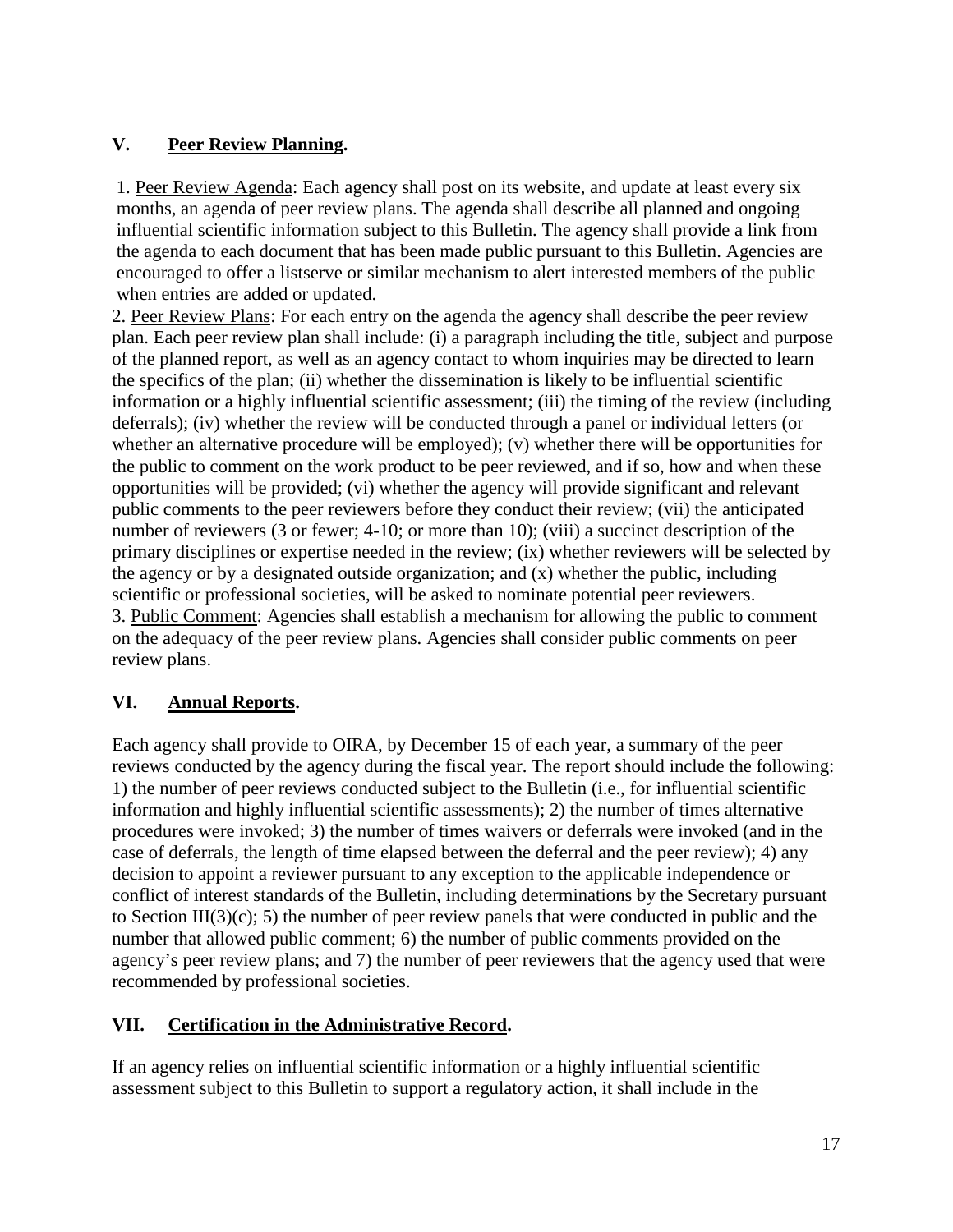## V. <u>Peer Review Planning</u>.

1. <u>Peer Review Agenda</u>: Each agency shall post on its website, and update at least every six months, an agenda of peer review plans. The agenda shall describe all planned and ongoing influential scientific information subject to this Bulletin. The agency shall provide a link from the agenda to each document that has been made public pursuant to this Bulletin. Agencies are encouraged to offer a listserve or similar mechanism to alert interested members of the public when entries are added or updated.

2. <u>Peer Review Plans</u>: For each entry on the agenda the agency shall describe the peer review plan. Each peer review plan shall include: (i) a paragraph including the title, subject and purpose of the planned report, as well as an agency contact to whom inquiries may be directed to learn the specifics of the plan; (ii) whether the dissemination is likely to be influential scientific information or a highly influential scientific assessment; (iii) the timing of the review (including deferrals); (iv) whether the review will be conducted through a panel or individual letters (or whether an alternative procedure will be employed); (v) whether there will be opportunities for the public to comment on the work product to be peer reviewed, and if so, how and when these opportunities will be provided; (vi) whether the agency will provide significant and relevant public comments to the peer reviewers before they conduct their review; (vii) the anticipated number of reviewers (3 or fewer; 4-10; or more than 10); (viii) a succinct description of the primary disciplines or expertise needed in the review; (ix) whether reviewers will be selected by the agency or by a designated outside organization; and (x) whether the public, including scientific or professional societies, will be asked to nominate potential peer reviewers.

3. <u>Public Comment</u>: Agencies shall establish a mechanism for allowing the public to comment on the adequacy of the peer review plans. Agencies shall consider public comments on peer review plans.

## VI. <u>Annual Reports</u>.

Each agency shall provide to OIRA, by December 15 of each year, a summary of the peer reviews conducted by the agency during the fiscal year. The report should include the following: 1) the number of peer reviews conducted subject to the Bulletin (i.e., for influential scientific information and highly influential scientific assessments); 2) the number of times alternative procedures were invoked; 3) the number of times waivers or deferrals were invoked (and in the case of deferrals, the length of time elapsed between the deferral and the peer review); 4) any decision to appoint a reviewer pursuant to any exception to the applicable independence or conflict of interest standards of the Bulletin, including determinations by the Secretary pursuant to Section III(3)(c); 5) the number of peer review panels that were conducted in public and the number that allowed public comment; 6) the number of public comments provided on the agency's peer review plans; and 7) the number of peer reviewers that the agency used that were recommended by professional societies.

## VII. <u>Certification in the Administrative Record</u>.

If an agency relies on influential scientific information or a highly influential scientific assessment subject to this Bulletin to support a regulatory action, it shall include in the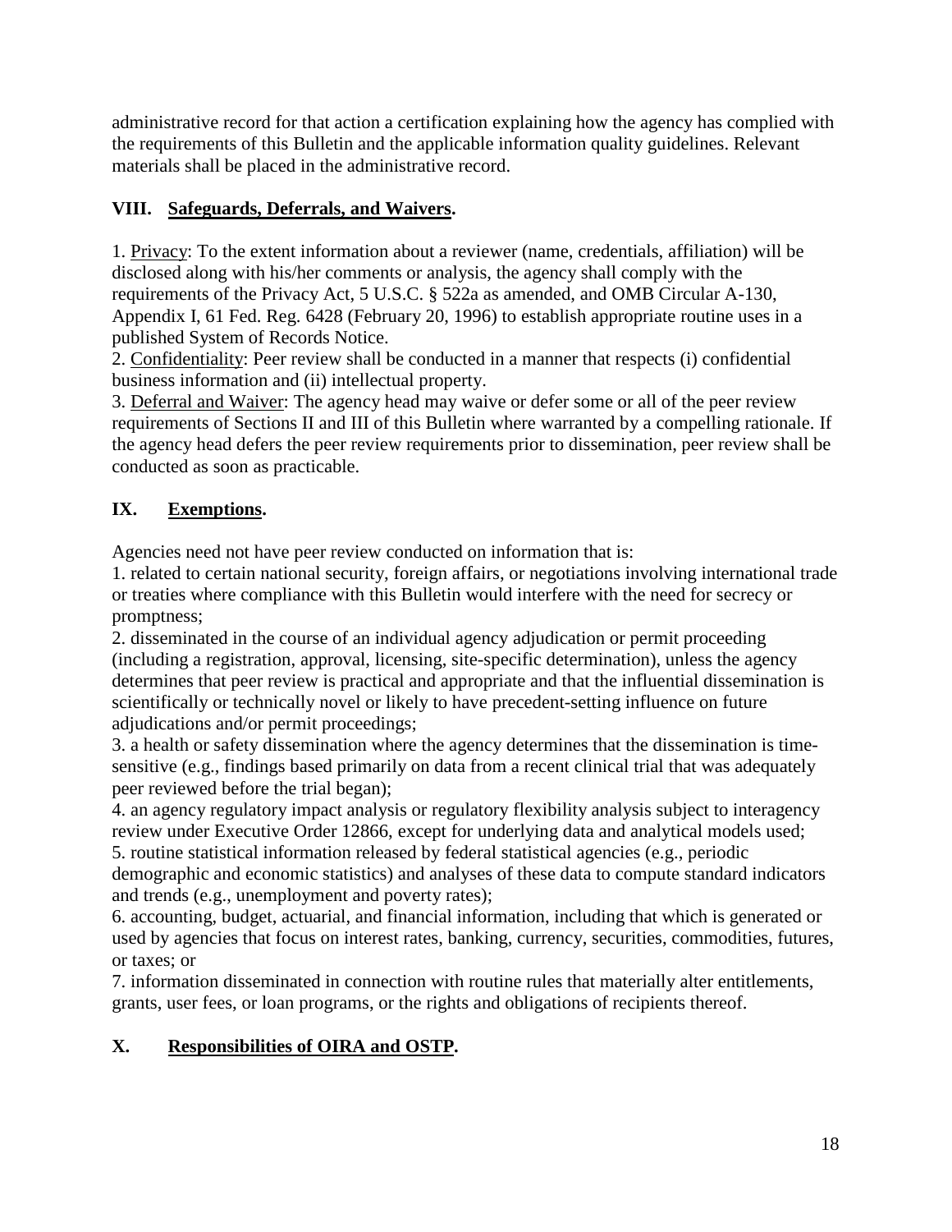administrative record for that action a certification explaining how the agency has complied with the requirements of this Bulletin and the applicable information quality guidelines. Relevant materials shall be placed in the administrative record.

## VIII. Safeguards, Deferrals, and Waivers.

1. Privacy: To the extent information about a reviewer (name, credentials, affiliation) will be disclosed along with his/her comments or analysis, the agency shall comply with the requirements of the Privacy Act, 5 U.S.C. § 522a as amended, and OMB Circular A-130, Appendix I, 61 Fed. Reg. 6428 (February 20, 1996) to establish appropriate routine uses in a published System of Records Notice.
2. Confidentiality: Peer review shall be conducted in a manner that respects (i) confidential business information and (ii) intellectual property.
3. Deferral and Waiver: The agency head may waive or defer some or all of the peer review requirements of Sections II and III of this Bulletin where warranted by a compelling rationale. If the agency head defers the peer review requirements prior to dissemination, peer review shall be conducted as soon as practicable.

## IX. Exemptions.

Agencies need not have peer review conducted on information that is:

1. related to certain national security, foreign affairs, or negotiations involving international trade or treaties where compliance with this Bulletin would interfere with the need for secrecy or promptness;
2. disseminated in the course of an individual agency adjudication or permit proceeding (including a registration, approval, licensing, site-specific determination), unless the agency determines that peer review is practical and appropriate and that the influential dissemination is scientifically or technically novel or likely to have precedent-setting influence on future adjudications and/or permit proceedings;
3. a health or safety dissemination where the agency determines that the dissemination is time-sensitive (e.g., findings based primarily on data from a recent clinical trial that was adequately peer reviewed before the trial began);
4. an agency regulatory impact analysis or regulatory flexibility analysis subject to interagency review under Executive Order 12866, except for underlying data and analytical models used;
5. routine statistical information released by federal statistical agencies (e.g., periodic demographic and economic statistics) and analyses of these data to compute standard indicators and trends (e.g., unemployment and poverty rates);
6. accounting, budget, actuarial, and financial information, including that which is generated or used by agencies that focus on interest rates, banking, currency, securities, commodities, futures, or taxes; or
7. information disseminated in connection with routine rules that materially alter entitlements, grants, user fees, or loan programs, or the rights and obligations of recipients thereof.

## X. Responsibilities of OIRA and OSTP.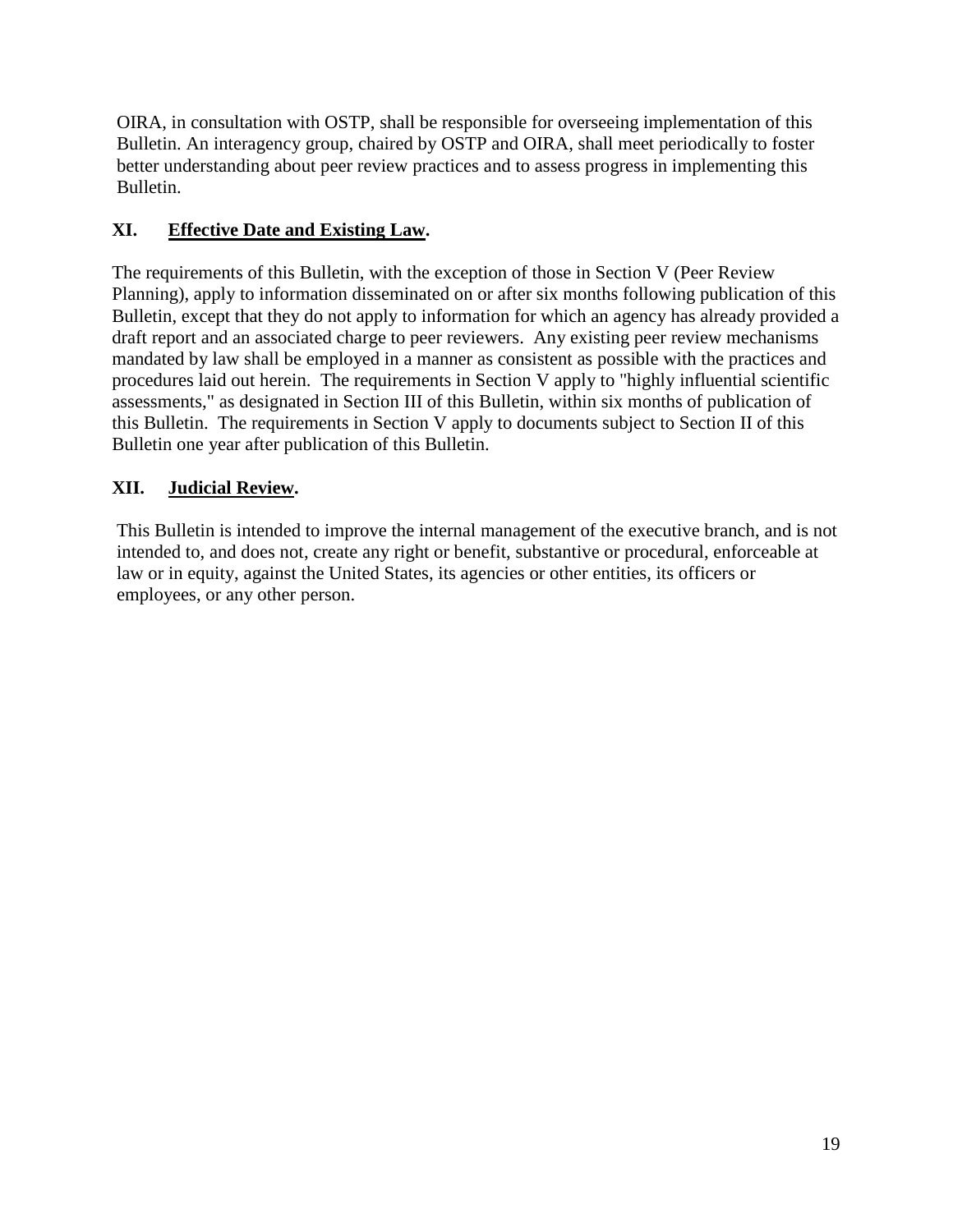OIRA, in consultation with OSTP, shall be responsible for overseeing implementation of this Bulletin. An interagency group, chaired by OSTP and OIRA, shall meet periodically to foster better understanding about peer review practices and to assess progress in implementing this Bulletin.

## XI. <u>Effective Date and Existing Law</u>.

The requirements of this Bulletin, with the exception of those in Section V (Peer Review Planning), apply to information disseminated on or after six months following publication of this Bulletin, except that they do not apply to information for which an agency has already provided a draft report and an associated charge to peer reviewers. Any existing peer review mechanisms mandated by law shall be employed in a manner as consistent as possible with the practices and procedures laid out herein. The requirements in Section V apply to "highly influential scientific assessments," as designated in Section III of this Bulletin, within six months of publication of this Bulletin. The requirements in Section V apply to documents subject to Section II of this Bulletin one year after publication of this Bulletin.

## XII. <u>Judicial Review</u>.

This Bulletin is intended to improve the internal management of the executive branch, and is not intended to, and does not, create any right or benefit, substantive or procedural, enforceable at law or in equity, against the United States, its agencies or other entities, its officers or employees, or any other person.